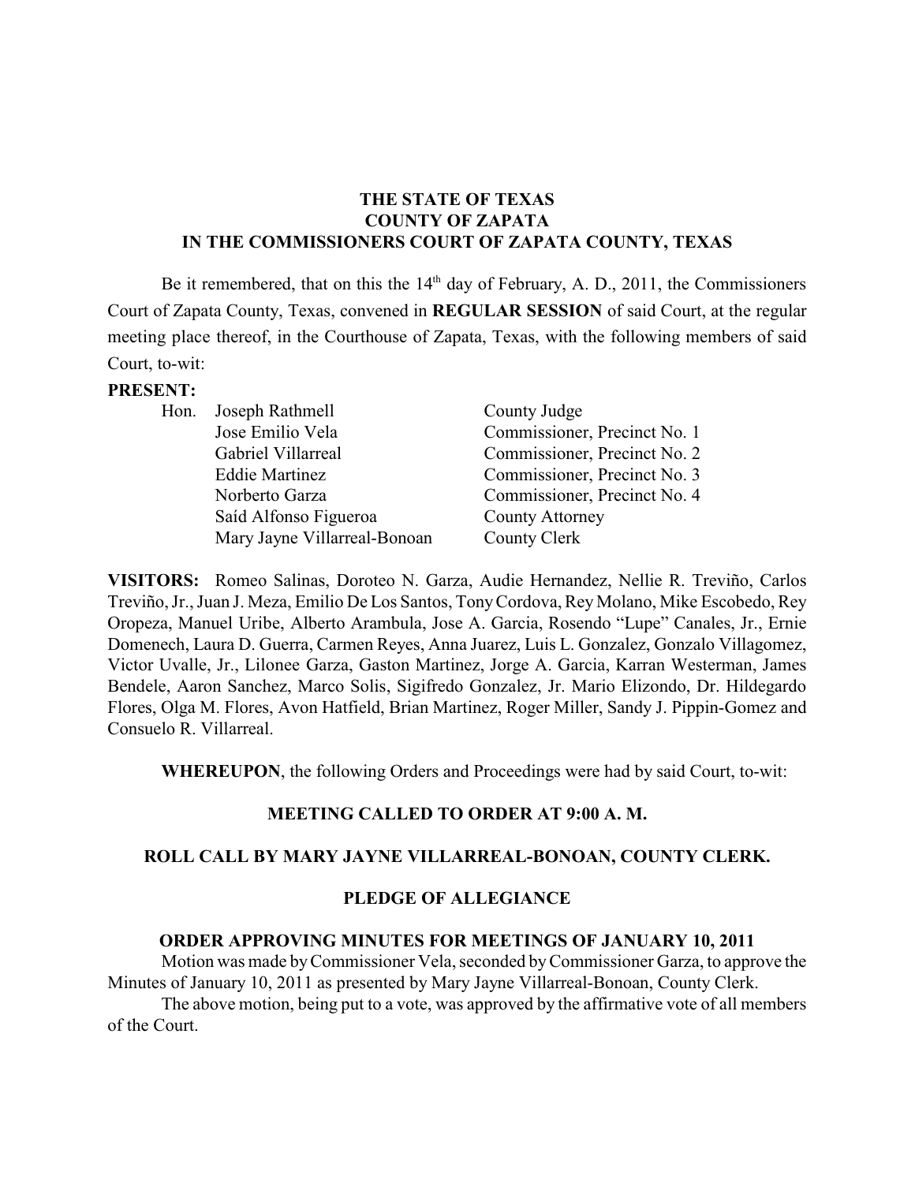**THE STATE OF TEXAS**
**COUNTY OF ZAPATA**
**IN THE COMMISSIONERS COURT OF ZAPATA COUNTY, TEXAS**

Be it remembered, that on this the 14th day of February, A. D., 2011, the Commissioners Court of Zapata County, Texas, convened in **REGULAR SESSION** of said Court, at the regular meeting place thereof, in the Courthouse of Zapata, Texas, with the following members of said Court, to-wit:

**PRESENT:**

| | | |
|---|---|---|
| Hon. | Joseph Rathmell | County Judge |
| | Jose Emilio Vela | Commissioner, Precinct No. 1 |
| | Gabriel Villarreal | Commissioner, Precinct No. 2 |
| | Eddie Martinez | Commissioner, Precinct No. 3 |
| | Norberto Garza | Commissioner, Precinct No. 4 |
| | Saíd Alfonso Figueroa | County Attorney |
| | Mary Jayne Villarreal-Bonoan | County Clerk |

**VISITORS:** Romeo Salinas, Doroteo N. Garza, Audie Hernandez, Nellie R. Treviño, Carlos Treviño, Jr., Juan J. Meza, Emilio De Los Santos, Tony Cordova, Rey Molano, Mike Escobedo, Rey Oropeza, Manuel Uribe, Alberto Arambula, Jose A. Garcia, Rosendo "Lupe" Canales, Jr., Ernie Domenech, Laura D. Guerra, Carmen Reyes, Anna Juarez, Luis L. Gonzalez, Gonzalo Villagomez, Victor Uvalle, Jr., Lilonee Garza, Gaston Martinez, Jorge A. Garcia, Karran Westerman, James Bendele, Aaron Sanchez, Marco Solis, Sigifredo Gonzalez, Jr. Mario Elizondo, Dr. Hildegardo Flores, Olga M. Flores, Avon Hatfield, Brian Martinez, Roger Miller, Sandy J. Pippin-Gomez and Consuelo R. Villarreal.

**WHEREUPON**, the following Orders and Proceedings were had by said Court, to-wit:

**MEETING CALLED TO ORDER AT 9:00 A. M.**

**ROLL CALL BY MARY JAYNE VILLARREAL-BONOAN, COUNTY CLERK.**

**PLEDGE OF ALLEGIANCE**

**ORDER APPROVING MINUTES FOR MEETINGS OF JANUARY 10, 2011**

Motion was made by Commissioner Vela, seconded by Commissioner Garza, to approve the Minutes of January 10, 2011 as presented by Mary Jayne Villarreal-Bonoan, County Clerk.

The above motion, being put to a vote, was approved by the affirmative vote of all members of the Court.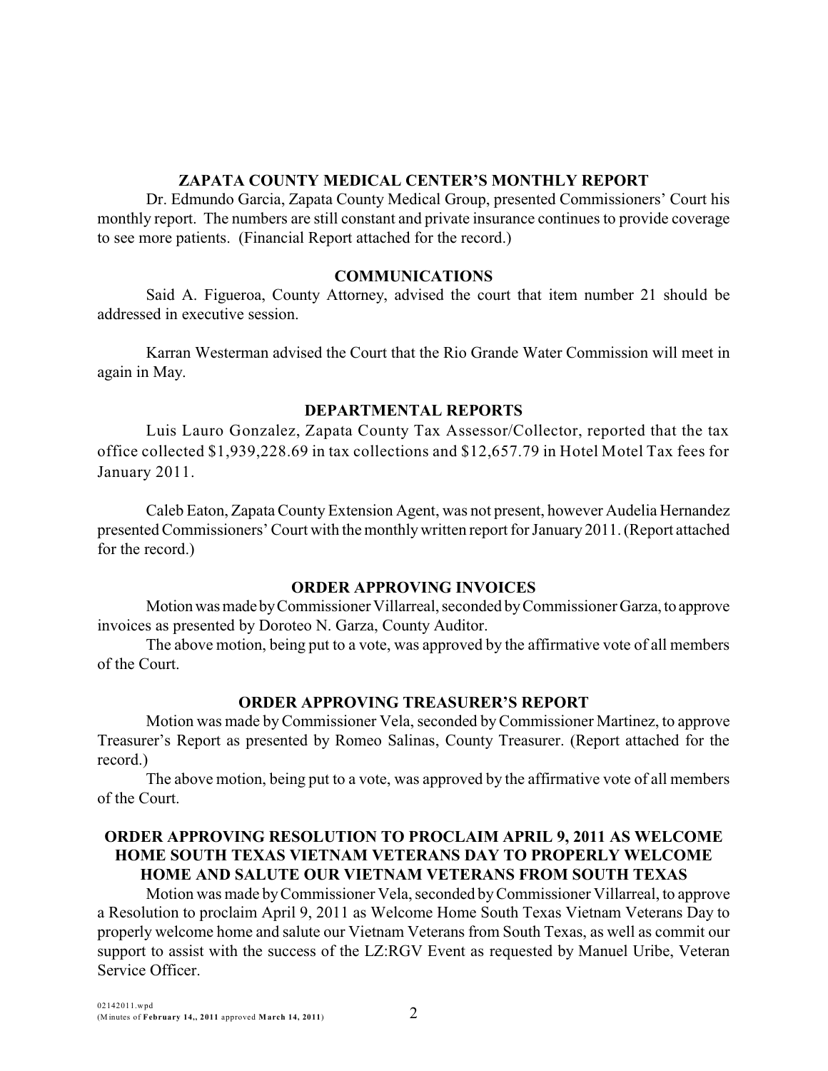## ZAPATA COUNTY MEDICAL CENTER'S MONTHLY REPORT

Dr. Edmundo Garcia, Zapata County Medical Group, presented Commissioners' Court his monthly report. The numbers are still constant and private insurance continues to provide coverage to see more patients. (Financial Report attached for the record.)

## COMMUNICATIONS

Said A. Figueroa, County Attorney, advised the court that item number 21 should be addressed in executive session.

Karran Westerman advised the Court that the Rio Grande Water Commission will meet in again in May.

## DEPARTMENTAL REPORTS

Luis Lauro Gonzalez, Zapata County Tax Assessor/Collector, reported that the tax office collected $1,939,228.69 in tax collections and $12,657.79 in Hotel Motel Tax fees for January 2011.

Caleb Eaton, Zapata County Extension Agent, was not present, however Audelia Hernandez presented Commissioners' Court with the monthly written report for January 2011. (Report attached for the record.)

## ORDER APPROVING INVOICES

Motion was made by Commissioner Villarreal, seconded by Commissioner Garza, to approve invoices as presented by Doroteo N. Garza, County Auditor.

The above motion, being put to a vote, was approved by the affirmative vote of all members of the Court.

## ORDER APPROVING TREASURER'S REPORT

Motion was made by Commissioner Vela, seconded by Commissioner Martinez, to approve Treasurer's Report as presented by Romeo Salinas, County Treasurer. (Report attached for the record.)

The above motion, being put to a vote, was approved by the affirmative vote of all members of the Court.

## ORDER APPROVING RESOLUTION TO PROCLAIM APRIL 9, 2011 AS WELCOME HOME SOUTH TEXAS VIETNAM VETERANS DAY TO PROPERLY WELCOME HOME AND SALUTE OUR VIETNAM VETERANS FROM SOUTH TEXAS

Motion was made by Commissioner Vela, seconded by Commissioner Villarreal, to approve a Resolution to proclaim April 9, 2011 as Welcome Home South Texas Vietnam Veterans Day to properly welcome home and salute our Vietnam Veterans from South Texas, as well as commit our support to assist with the success of the LZ:RGV Event as requested by Manuel Uribe, Veteran Service Officer.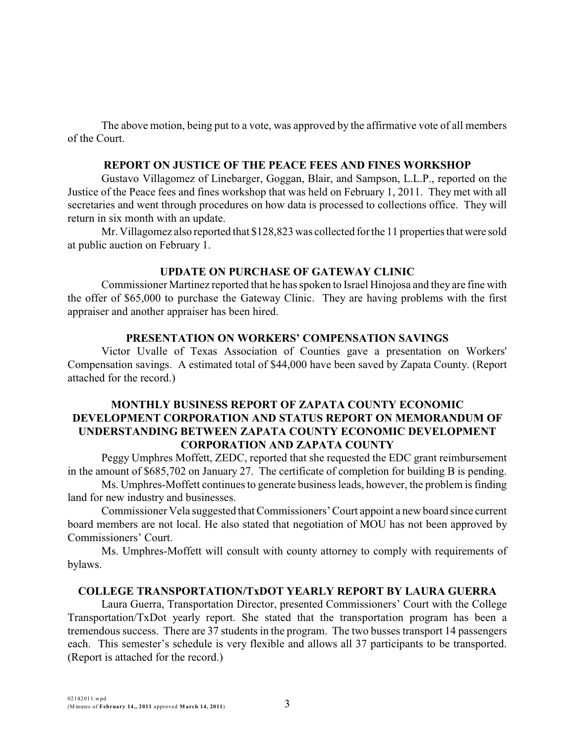The above motion, being put to a vote, was approved by the affirmative vote of all members of the Court.

### REPORT ON JUSTICE OF THE PEACE FEES AND FINES WORKSHOP

Gustavo Villagomez of Linebarger, Goggan, Blair, and Sampson, L.L.P., reported on the Justice of the Peace fees and fines workshop that was held on February 1, 2011. They met with all secretaries and went through procedures on how data is processed to collections office. They will return in six month with an update.

Mr. Villagomez also reported that $128,823 was collected for the 11 properties that were sold at public auction on February 1.

### UPDATE ON PURCHASE OF GATEWAY CLINIC

Commissioner Martinez reported that he has spoken to Israel Hinojosa and they are fine with the offer of $65,000 to purchase the Gateway Clinic. They are having problems with the first appraiser and another appraiser has been hired.

### PRESENTATION ON WORKERS' COMPENSATION SAVINGS

Victor Uvalle of Texas Association of Counties gave a presentation on Workers' Compensation savings. A estimated total of $44,000 have been saved by Zapata County. (Report attached for the record.)

### MONTHLY BUSINESS REPORT OF ZAPATA COUNTY ECONOMIC DEVELOPMENT CORPORATION AND STATUS REPORT ON MEMORANDUM OF UNDERSTANDING BETWEEN ZAPATA COUNTY ECONOMIC DEVELOPMENT CORPORATION AND ZAPATA COUNTY

Peggy Umphres Moffett, ZEDC, reported that she requested the EDC grant reimbursement in the amount of $685,702 on January 27. The certificate of completion for building B is pending.

Ms. Umphres-Moffett continues to generate business leads, however, the problem is finding land for new industry and businesses.

Commissioner Vela suggested that Commissioners' Court appoint a new board since current board members are not local. He also stated that negotiation of MOU has not been approved by Commissioners' Court.

Ms. Umphres-Moffett will consult with county attorney to comply with requirements of bylaws.

### COLLEGE TRANSPORTATION/TxDOT YEARLY REPORT BY LAURA GUERRA

Laura Guerra, Transportation Director, presented Commissioners' Court with the College Transportation/TxDot yearly report. She stated that the transportation program has been a tremendous success. There are 37 students in the program. The two busses transport 14 passengers each. This semester's schedule is very flexible and allows all 37 participants to be transported. (Report is attached for the record.)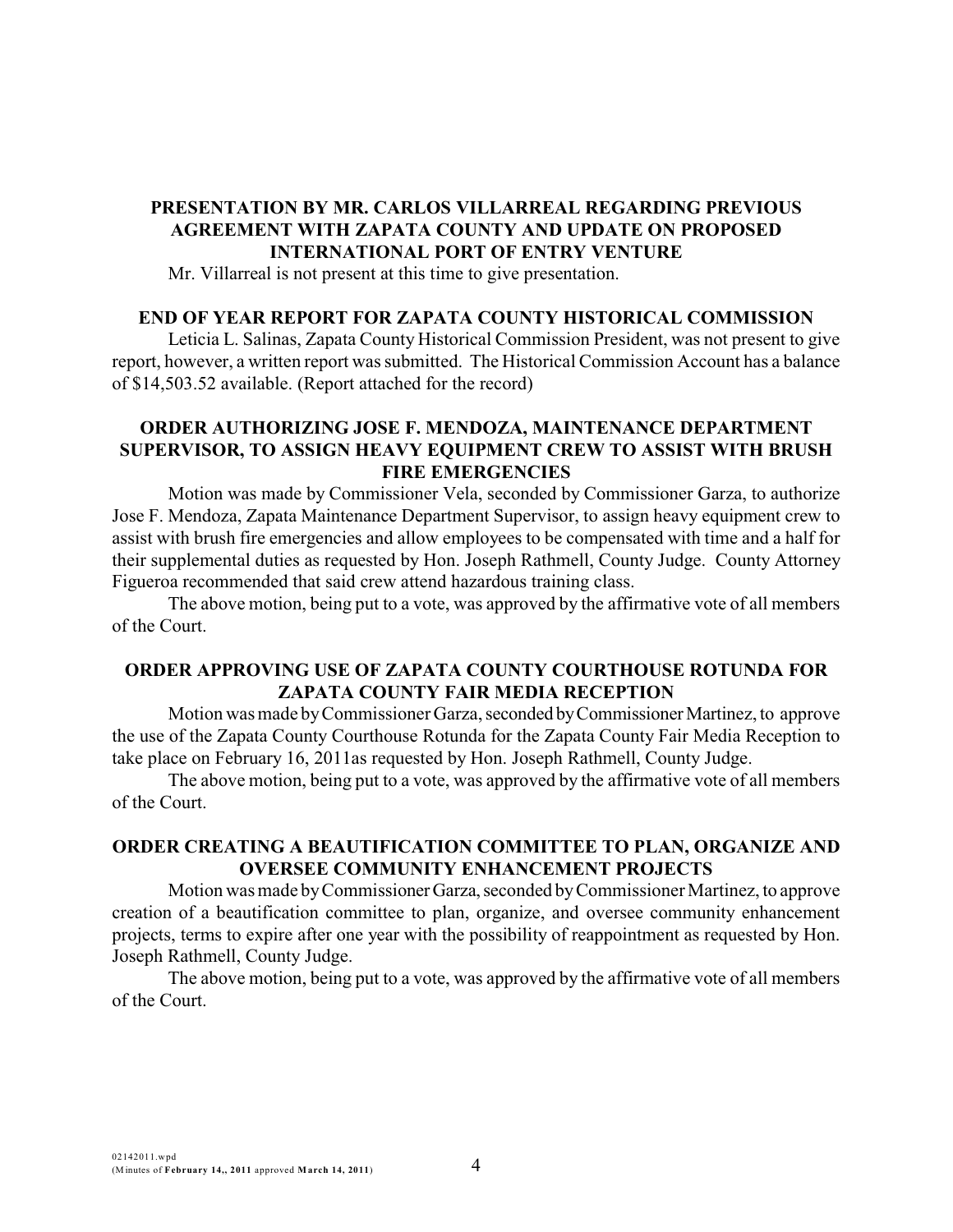### PRESENTATION BY MR. CARLOS VILLARREAL REGARDING PREVIOUS AGREEMENT WITH ZAPATA COUNTY AND UPDATE ON PROPOSED INTERNATIONAL PORT OF ENTRY VENTURE

Mr. Villarreal is not present at this time to give presentation.

### END OF YEAR REPORT FOR ZAPATA COUNTY HISTORICAL COMMISSION

Leticia L. Salinas, Zapata County Historical Commission President, was not present to give report, however, a written report was submitted. The Historical Commission Account has a balance of $14,503.52 available. (Report attached for the record)

### ORDER AUTHORIZING JOSE F. MENDOZA, MAINTENANCE DEPARTMENT SUPERVISOR, TO ASSIGN HEAVY EQUIPMENT CREW TO ASSIST WITH BRUSH FIRE EMERGENCIES

Motion was made by Commissioner Vela, seconded by Commissioner Garza, to authorize Jose F. Mendoza, Zapata Maintenance Department Supervisor, to assign heavy equipment crew to assist with brush fire emergencies and allow employees to be compensated with time and a half for their supplemental duties as requested by Hon. Joseph Rathmell, County Judge. County Attorney Figueroa recommended that said crew attend hazardous training class.

The above motion, being put to a vote, was approved by the affirmative vote of all members of the Court.

### ORDER APPROVING USE OF ZAPATA COUNTY COURTHOUSE ROTUNDA FOR ZAPATA COUNTY FAIR MEDIA RECEPTION

Motion was made by Commissioner Garza, seconded by Commissioner Martinez, to approve the use of the Zapata County Courthouse Rotunda for the Zapata County Fair Media Reception to take place on February 16, 2011as requested by Hon. Joseph Rathmell, County Judge.

The above motion, being put to a vote, was approved by the affirmative vote of all members of the Court.

### ORDER CREATING A BEAUTIFICATION COMMITTEE TO PLAN, ORGANIZE AND OVERSEE COMMUNITY ENHANCEMENT PROJECTS

Motion was made by Commissioner Garza, seconded by Commissioner Martinez, to approve creation of a beautification committee to plan, organize, and oversee community enhancement projects, terms to expire after one year with the possibility of reappointment as requested by Hon. Joseph Rathmell, County Judge.

The above motion, being put to a vote, was approved by the affirmative vote of all members of the Court.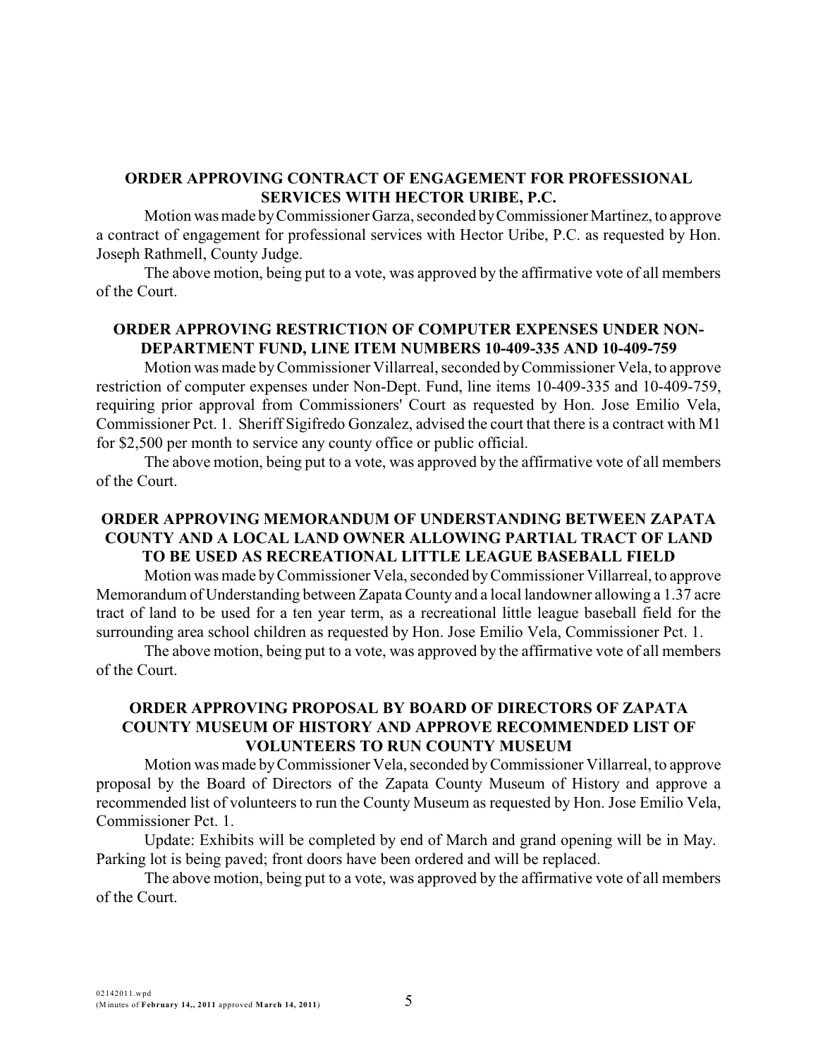**ORDER APPROVING CONTRACT OF ENGAGEMENT FOR PROFESSIONAL SERVICES WITH HECTOR URIBE, P.C.**

Motion was made by Commissioner Garza, seconded by Commissioner Martinez, to approve a contract of engagement for professional services with Hector Uribe, P.C. as requested by Hon. Joseph Rathmell, County Judge.

The above motion, being put to a vote, was approved by the affirmative vote of all members of the Court.

**ORDER APPROVING RESTRICTION OF COMPUTER EXPENSES UNDER NON-DEPARTMENT FUND, LINE ITEM NUMBERS 10-409-335 AND 10-409-759**

Motion was made by Commissioner Villarreal, seconded by Commissioner Vela, to approve restriction of computer expenses under Non-Dept. Fund, line items 10-409-335 and 10-409-759, requiring prior approval from Commissioners' Court as requested by Hon. Jose Emilio Vela, Commissioner Pct. 1. Sheriff Sigifredo Gonzalez, advised the court that there is a contract with M1 for $2,500 per month to service any county office or public official.

The above motion, being put to a vote, was approved by the affirmative vote of all members of the Court.

**ORDER APPROVING MEMORANDUM OF UNDERSTANDING BETWEEN ZAPATA COUNTY AND A LOCAL LAND OWNER ALLOWING PARTIAL TRACT OF LAND TO BE USED AS RECREATIONAL LITTLE LEAGUE BASEBALL FIELD**

Motion was made by Commissioner Vela, seconded by Commissioner Villarreal, to approve Memorandum of Understanding between Zapata County and a local landowner allowing a 1.37 acre tract of land to be used for a ten year term, as a recreational little league baseball field for the surrounding area school children as requested by Hon. Jose Emilio Vela, Commissioner Pct. 1.

The above motion, being put to a vote, was approved by the affirmative vote of all members of the Court.

**ORDER APPROVING PROPOSAL BY BOARD OF DIRECTORS OF ZAPATA COUNTY MUSEUM OF HISTORY AND APPROVE RECOMMENDED LIST OF VOLUNTEERS TO RUN COUNTY MUSEUM**

Motion was made by Commissioner Vela, seconded by Commissioner Villarreal, to approve proposal by the Board of Directors of the Zapata County Museum of History and approve a recommended list of volunteers to run the County Museum as requested by Hon. Jose Emilio Vela, Commissioner Pct. 1.

Update: Exhibits will be completed by end of March and grand opening will be in May. Parking lot is being paved; front doors have been ordered and will be replaced.

The above motion, being put to a vote, was approved by the affirmative vote of all members of the Court.

02142011.wpd
(Minutes of **February 14,, 2011** approved **March 14, 2011**)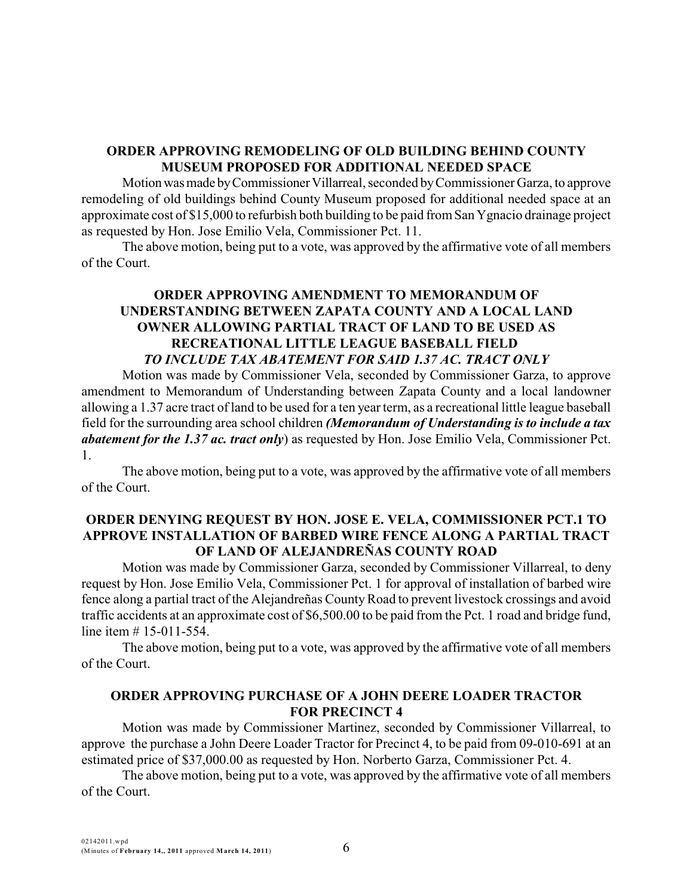**ORDER APPROVING REMODELING OF OLD BUILDING BEHIND COUNTY MUSEUM PROPOSED FOR ADDITIONAL NEEDED SPACE**

Motion was made by Commissioner Villarreal, seconded by Commissioner Garza, to approve remodeling of old buildings behind County Museum proposed for additional needed space at an approximate cost of $15,000 to refurbish both building to be paid from San Ygnacio drainage project as requested by Hon. Jose Emilio Vela, Commissioner Pct. 11.

The above motion, being put to a vote, was approved by the affirmative vote of all members of the Court.

**ORDER APPROVING AMENDMENT TO MEMORANDUM OF UNDERSTANDING BETWEEN ZAPATA COUNTY AND A LOCAL LAND OWNER ALLOWING PARTIAL TRACT OF LAND TO BE USED AS RECREATIONAL LITTLE LEAGUE BASEBALL FIELD *TO INCLUDE TAX ABATEMENT FOR SAID 1.37 AC. TRACT ONLY***

Motion was made by Commissioner Vela, seconded by Commissioner Garza, to approve amendment to Memorandum of Understanding between Zapata County and a local landowner allowing a 1.37 acre tract of land to be used for a ten year term, as a recreational little league baseball field for the surrounding area school children ***(Memorandum of Understanding is to include a tax abatement for the 1.37 ac. tract only***) as requested by Hon. Jose Emilio Vela, Commissioner Pct. 1.

The above motion, being put to a vote, was approved by the affirmative vote of all members of the Court.

**ORDER DENYING REQUEST BY HON. JOSE E. VELA, COMMISSIONER PCT.1 TO APPROVE INSTALLATION OF BARBED WIRE FENCE ALONG A PARTIAL TRACT OF LAND OF ALEJANDREÑAS COUNTY ROAD**

Motion was made by Commissioner Garza, seconded by Commissioner Villarreal, to deny request by Hon. Jose Emilio Vela, Commissioner Pct. 1 for approval of installation of barbed wire fence along a partial tract of the Alejandreñas County Road to prevent livestock crossings and avoid traffic accidents at an approximate cost of $6,500.00 to be paid from the Pct. 1 road and bridge fund, line item # 15-011-554.

The above motion, being put to a vote, was approved by the affirmative vote of all members of the Court.

**ORDER APPROVING PURCHASE OF A JOHN DEERE LOADER TRACTOR FOR PRECINCT 4**

Motion was made by Commissioner Martinez, seconded by Commissioner Villarreal, to approve the purchase a John Deere Loader Tractor for Precinct 4, to be paid from 09-010-691 at an estimated price of $37,000.00 as requested by Hon. Norberto Garza, Commissioner Pct. 4.

The above motion, being put to a vote, was approved by the affirmative vote of all members of the Court.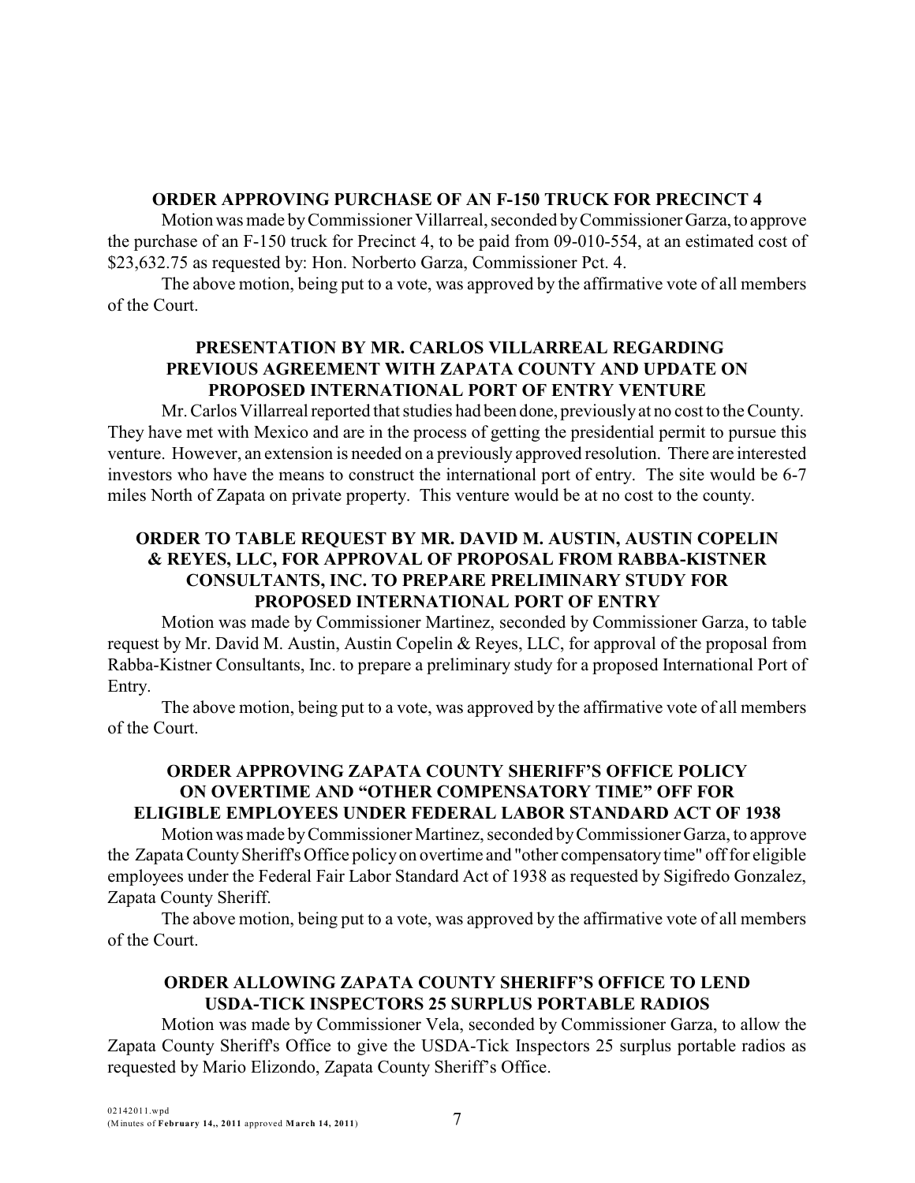### ORDER APPROVING PURCHASE OF AN F-150 TRUCK FOR PRECINCT 4

Motion was made by Commissioner Villarreal, seconded by Commissioner Garza, to approve the purchase of an F-150 truck for Precinct 4, to be paid from 09-010-554, at an estimated cost of \$23,632.75 as requested by: Hon. Norberto Garza, Commissioner Pct. 4.

The above motion, being put to a vote, was approved by the affirmative vote of all members of the Court.

### PRESENTATION BY MR. CARLOS VILLARREAL REGARDING PREVIOUS AGREEMENT WITH ZAPATA COUNTY AND UPDATE ON PROPOSED INTERNATIONAL PORT OF ENTRY VENTURE

Mr. Carlos Villarreal reported that studies had been done, previously at no cost to the County. They have met with Mexico and are in the process of getting the presidential permit to pursue this venture. However, an extension is needed on a previously approved resolution. There are interested investors who have the means to construct the international port of entry. The site would be 6-7 miles North of Zapata on private property. This venture would be at no cost to the county.

### ORDER TO TABLE REQUEST BY MR. DAVID M. AUSTIN, AUSTIN COPELIN & REYES, LLC, FOR APPROVAL OF PROPOSAL FROM RABBA-KISTNER CONSULTANTS, INC. TO PREPARE PRELIMINARY STUDY FOR PROPOSED INTERNATIONAL PORT OF ENTRY

Motion was made by Commissioner Martinez, seconded by Commissioner Garza, to table request by Mr. David M. Austin, Austin Copelin & Reyes, LLC, for approval of the proposal from Rabba-Kistner Consultants, Inc. to prepare a preliminary study for a proposed International Port of Entry.

The above motion, being put to a vote, was approved by the affirmative vote of all members of the Court.

### ORDER APPROVING ZAPATA COUNTY SHERIFF'S OFFICE POLICY ON OVERTIME AND "OTHER COMPENSATORY TIME" OFF FOR ELIGIBLE EMPLOYEES UNDER FEDERAL LABOR STANDARD ACT OF 1938

Motion was made by Commissioner Martinez, seconded by Commissioner Garza, to approve the Zapata County Sheriff's Office policy on overtime and "other compensatory time" off for eligible employees under the Federal Fair Labor Standard Act of 1938 as requested by Sigifredo Gonzalez, Zapata County Sheriff.

The above motion, being put to a vote, was approved by the affirmative vote of all members of the Court.

### ORDER ALLOWING ZAPATA COUNTY SHERIFF'S OFFICE TO LEND USDA-TICK INSPECTORS 25 SURPLUS PORTABLE RADIOS

Motion was made by Commissioner Vela, seconded by Commissioner Garza, to allow the Zapata County Sheriff's Office to give the USDA-Tick Inspectors 25 surplus portable radios as requested by Mario Elizondo, Zapata County Sheriff's Office.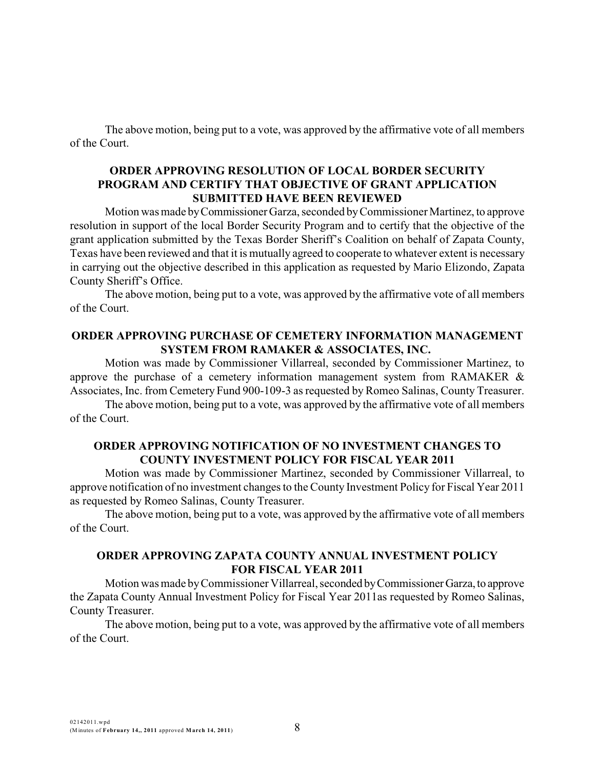The above motion, being put to a vote, was approved by the affirmative vote of all members of the Court.

**ORDER APPROVING RESOLUTION OF LOCAL BORDER SECURITY PROGRAM AND CERTIFY THAT OBJECTIVE OF GRANT APPLICATION SUBMITTED HAVE BEEN REVIEWED**

Motion was made by Commissioner Garza, seconded by Commissioner Martinez, to approve resolution in support of the local Border Security Program and to certify that the objective of the grant application submitted by the Texas Border Sheriff's Coalition on behalf of Zapata County, Texas have been reviewed and that it is mutually agreed to cooperate to whatever extent is necessary in carrying out the objective described in this application as requested by Mario Elizondo, Zapata County Sheriff's Office.

The above motion, being put to a vote, was approved by the affirmative vote of all members of the Court.

**ORDER APPROVING PURCHASE OF CEMETERY INFORMATION MANAGEMENT SYSTEM FROM RAMAKER & ASSOCIATES, INC.**

Motion was made by Commissioner Villarreal, seconded by Commissioner Martinez, to approve the purchase of a cemetery information management system from RAMAKER & Associates, Inc. from Cemetery Fund 900-109-3 as requested by Romeo Salinas, County Treasurer.

The above motion, being put to a vote, was approved by the affirmative vote of all members of the Court.

**ORDER APPROVING NOTIFICATION OF NO INVESTMENT CHANGES TO COUNTY INVESTMENT POLICY FOR FISCAL YEAR 2011**

Motion was made by Commissioner Martinez, seconded by Commissioner Villarreal, to approve notification of no investment changes to the County Investment Policy for Fiscal Year 2011 as requested by Romeo Salinas, County Treasurer.

The above motion, being put to a vote, was approved by the affirmative vote of all members of the Court.

**ORDER APPROVING ZAPATA COUNTY ANNUAL INVESTMENT POLICY FOR FISCAL YEAR 2011**

Motion was made by Commissioner Villarreal, seconded by Commissioner Garza, to approve the Zapata County Annual Investment Policy for Fiscal Year 2011as requested by Romeo Salinas, County Treasurer.

The above motion, being put to a vote, was approved by the affirmative vote of all members of the Court.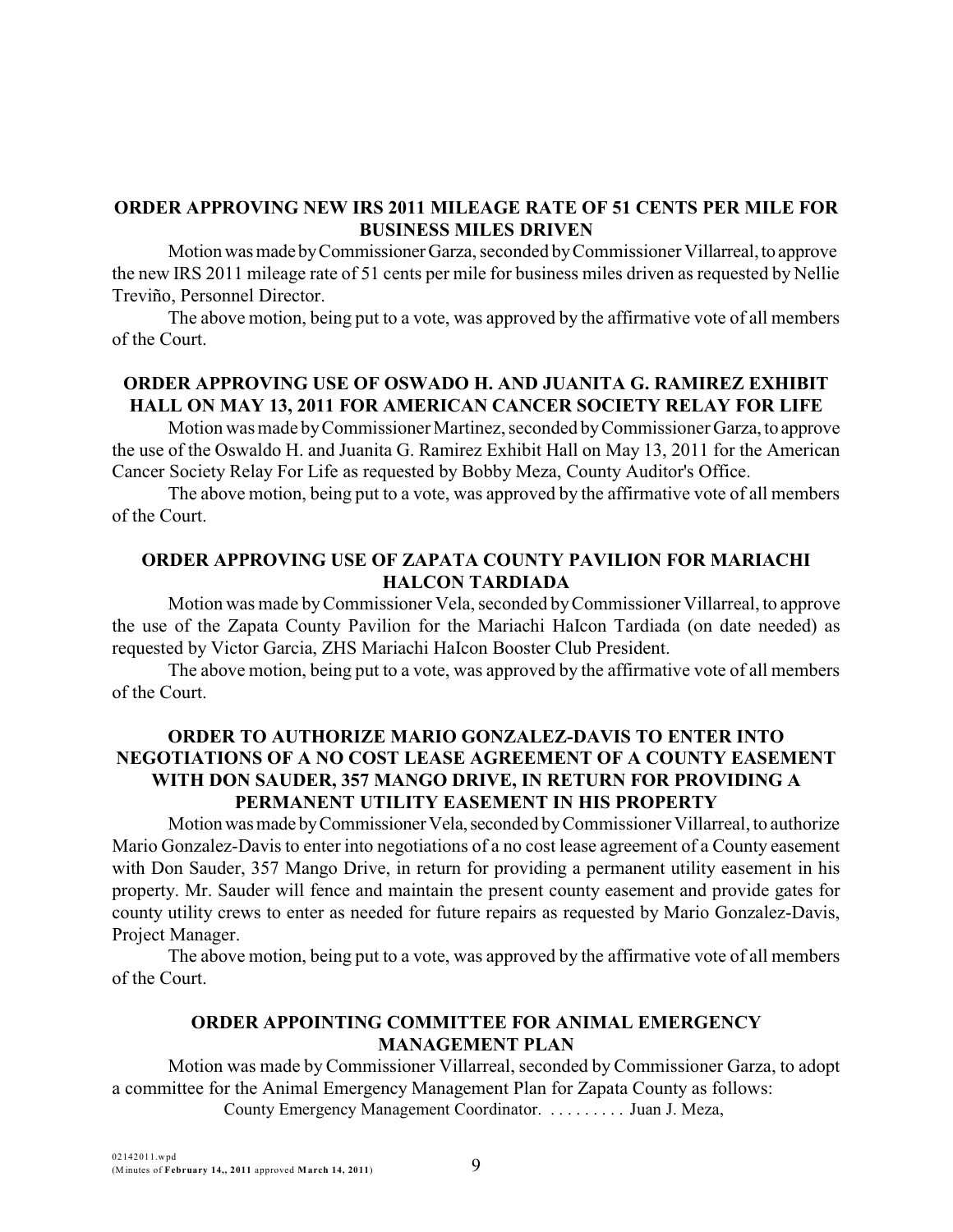**ORDER APPROVING NEW IRS 2011 MILEAGE RATE OF 51 CENTS PER MILE FOR BUSINESS MILES DRIVEN**

Motion was made by Commissioner Garza, seconded by Commissioner Villarreal, to approve the new IRS 2011 mileage rate of 51 cents per mile for business miles driven as requested by Nellie Treviño, Personnel Director.

The above motion, being put to a vote, was approved by the affirmative vote of all members of the Court.

**ORDER APPROVING USE OF OSWADO H. AND JUANITA G. RAMIREZ EXHIBIT HALL ON MAY 13, 2011 FOR AMERICAN CANCER SOCIETY RELAY FOR LIFE**

Motion was made by Commissioner Martinez, seconded by Commissioner Garza, to approve the use of the Oswaldo H. and Juanita G. Ramirez Exhibit Hall on May 13, 2011 for the American Cancer Society Relay For Life as requested by Bobby Meza, County Auditor's Office.

The above motion, being put to a vote, was approved by the affirmative vote of all members of the Court.

**ORDER APPROVING USE OF ZAPATA COUNTY PAVILION FOR MARIACHI HALCON TARDIADA**

Motion was made by Commissioner Vela, seconded by Commissioner Villarreal, to approve the use of the Zapata County Pavilion for the Mariachi HaIcon Tardiada (on date needed) as requested by Victor Garcia, ZHS Mariachi HaIcon Booster Club President.

The above motion, being put to a vote, was approved by the affirmative vote of all members of the Court.

**ORDER TO AUTHORIZE MARIO GONZALEZ-DAVIS TO ENTER INTO NEGOTIATIONS OF A NO COST LEASE AGREEMENT OF A COUNTY EASEMENT WITH DON SAUDER, 357 MANGO DRIVE, IN RETURN FOR PROVIDING A PERMANENT UTILITY EASEMENT IN HIS PROPERTY**

Motion was made by Commissioner Vela, seconded by Commissioner Villarreal, to authorize Mario Gonzalez-Davis to enter into negotiations of a no cost lease agreement of a County easement with Don Sauder, 357 Mango Drive, in return for providing a permanent utility easement in his property. Mr. Sauder will fence and maintain the present county easement and provide gates for county utility crews to enter as needed for future repairs as requested by Mario Gonzalez-Davis, Project Manager.

The above motion, being put to a vote, was approved by the affirmative vote of all members of the Court.

**ORDER APPOINTING COMMITTEE FOR ANIMAL EMERGENCY MANAGEMENT PLAN**

Motion was made by Commissioner Villarreal, seconded by Commissioner Garza, to adopt a committee for the Animal Emergency Management Plan for Zapata County as follows:

County Emergency Management Coordinator. . . . . . . . . . Juan J. Meza,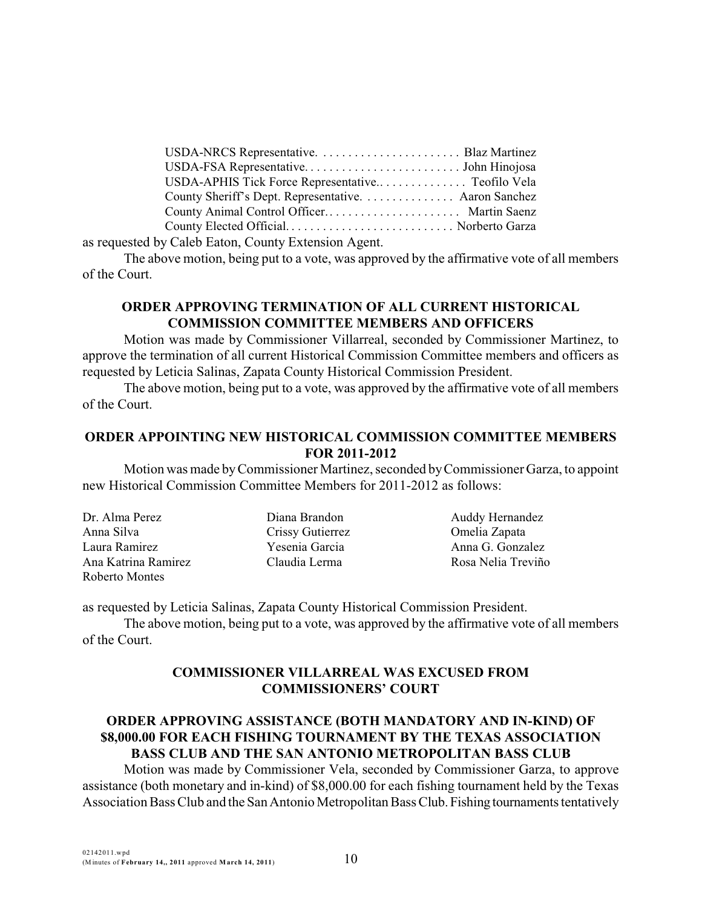USDA-NRCS Representative. . . . . . . . . . . . . . . . . . . . . . . Blaz Martinez
USDA-FSA Representative. . . . . . . . . . . . . . . . . . . . . . . . . John Hinojosa
USDA-APHIS Tick Force Representative.. . . . . . . . . . . . . . Teofilo Vela
County Sheriff's Dept. Representative. . . . . . . . . . . . . . Aaron Sanchez
County Animal Control Officer. . . . . . . . . . . . . . . . . . . . . Martin Saenz
County Elected Official. . . . . . . . . . . . . . . . . . . . . . . . . . . Norberto Garza

as requested by Caleb Eaton, County Extension Agent.

The above motion, being put to a vote, was approved by the affirmative vote of all members of the Court.

**ORDER APPROVING TERMINATION OF ALL CURRENT HISTORICAL COMMISSION COMMITTEE MEMBERS AND OFFICERS**

Motion was made by Commissioner Villarreal, seconded by Commissioner Martinez, to approve the termination of all current Historical Commission Committee members and officers as requested by Leticia Salinas, Zapata County Historical Commission President.

The above motion, being put to a vote, was approved by the affirmative vote of all members of the Court.

**ORDER APPOINTING NEW HISTORICAL COMMISSION COMMITTEE MEMBERS FOR 2011-2012**

Motion was made by Commissioner Martinez, seconded by Commissioner Garza, to appoint new Historical Commission Committee Members for 2011-2012 as follows:

Dr. Alma Perez
Anna Silva
Laura Ramirez
Ana Katrina Ramirez
Roberto Montes
Diana Brandon
Crissy Gutierrez
Yesenia Garcia
Claudia Lerma
Auddy Hernandez
Omelia Zapata
Anna G. Gonzalez
Rosa Nelia Treviño

as requested by Leticia Salinas, Zapata County Historical Commission President.

The above motion, being put to a vote, was approved by the affirmative vote of all members of the Court.

**COMMISSIONER VILLARREAL WAS EXCUSED FROM COMMISSIONERS' COURT**

**ORDER APPROVING ASSISTANCE (BOTH MANDATORY AND IN-KIND) OF \$8,000.00 FOR EACH FISHING TOURNAMENT BY THE TEXAS ASSOCIATION BASS CLUB AND THE SAN ANTONIO METROPOLITAN BASS CLUB**

Motion was made by Commissioner Vela, seconded by Commissioner Garza, to approve assistance (both monetary and in-kind) of \$8,000.00 for each fishing tournament held by the Texas Association Bass Club and the San Antonio Metropolitan Bass Club. Fishing tournaments tentatively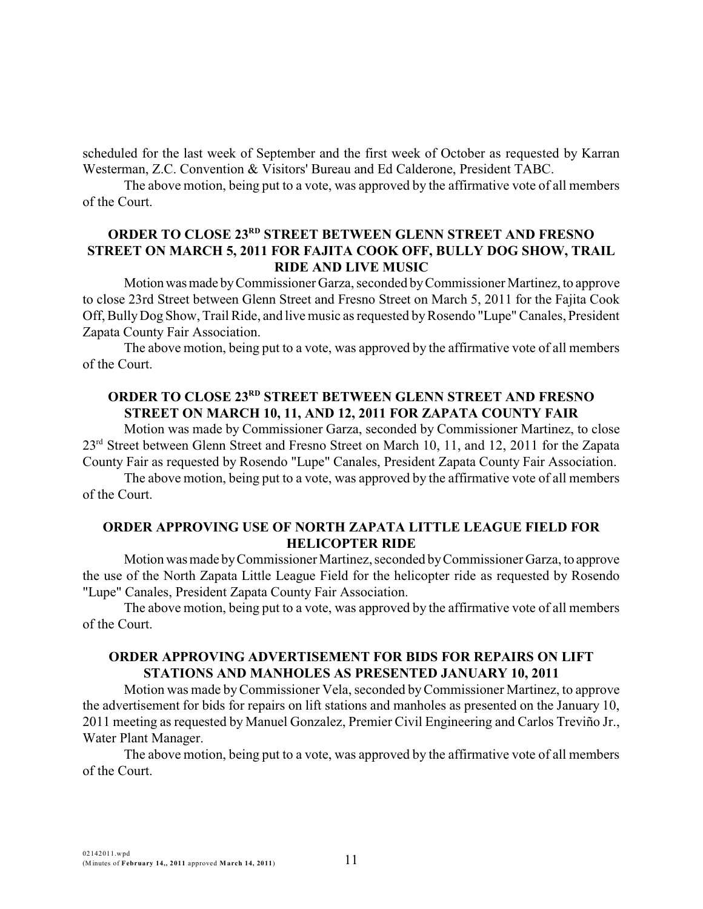scheduled for the last week of September and the first week of October as requested by Karran Westerman, Z.C. Convention & Visitors' Bureau and Ed Calderone, President TABC.

The above motion, being put to a vote, was approved by the affirmative vote of all members of the Court.

### ORDER TO CLOSE 23RD STREET BETWEEN GLENN STREET AND FRESNO STREET ON MARCH 5, 2011 FOR FAJITA COOK OFF, BULLY DOG SHOW, TRAIL RIDE AND LIVE MUSIC

Motion was made by Commissioner Garza, seconded by Commissioner Martinez, to approve to close 23rd Street between Glenn Street and Fresno Street on March 5, 2011 for the Fajita Cook Off, Bully Dog Show, Trail Ride, and live music as requested by Rosendo "Lupe" Canales, President Zapata County Fair Association.

The above motion, being put to a vote, was approved by the affirmative vote of all members of the Court.

### ORDER TO CLOSE 23RD STREET BETWEEN GLENN STREET AND FRESNO STREET ON MARCH 10, 11, AND 12, 2011 FOR ZAPATA COUNTY FAIR

Motion was made by Commissioner Garza, seconded by Commissioner Martinez, to close 23rd Street between Glenn Street and Fresno Street on March 10, 11, and 12, 2011 for the Zapata County Fair as requested by Rosendo "Lupe" Canales, President Zapata County Fair Association.

The above motion, being put to a vote, was approved by the affirmative vote of all members of the Court.

### ORDER APPROVING USE OF NORTH ZAPATA LITTLE LEAGUE FIELD FOR HELICOPTER RIDE

Motion was made by Commissioner Martinez, seconded by Commissioner Garza, to approve the use of the North Zapata Little League Field for the helicopter ride as requested by Rosendo "Lupe" Canales, President Zapata County Fair Association.

The above motion, being put to a vote, was approved by the affirmative vote of all members of the Court.

### ORDER APPROVING ADVERTISEMENT FOR BIDS FOR REPAIRS ON LIFT STATIONS AND MANHOLES AS PRESENTED JANUARY 10, 2011

Motion was made by Commissioner Vela, seconded by Commissioner Martinez, to approve the advertisement for bids for repairs on lift stations and manholes as presented on the January 10, 2011 meeting as requested by Manuel Gonzalez, Premier Civil Engineering and Carlos Treviño Jr., Water Plant Manager.

The above motion, being put to a vote, was approved by the affirmative vote of all members of the Court.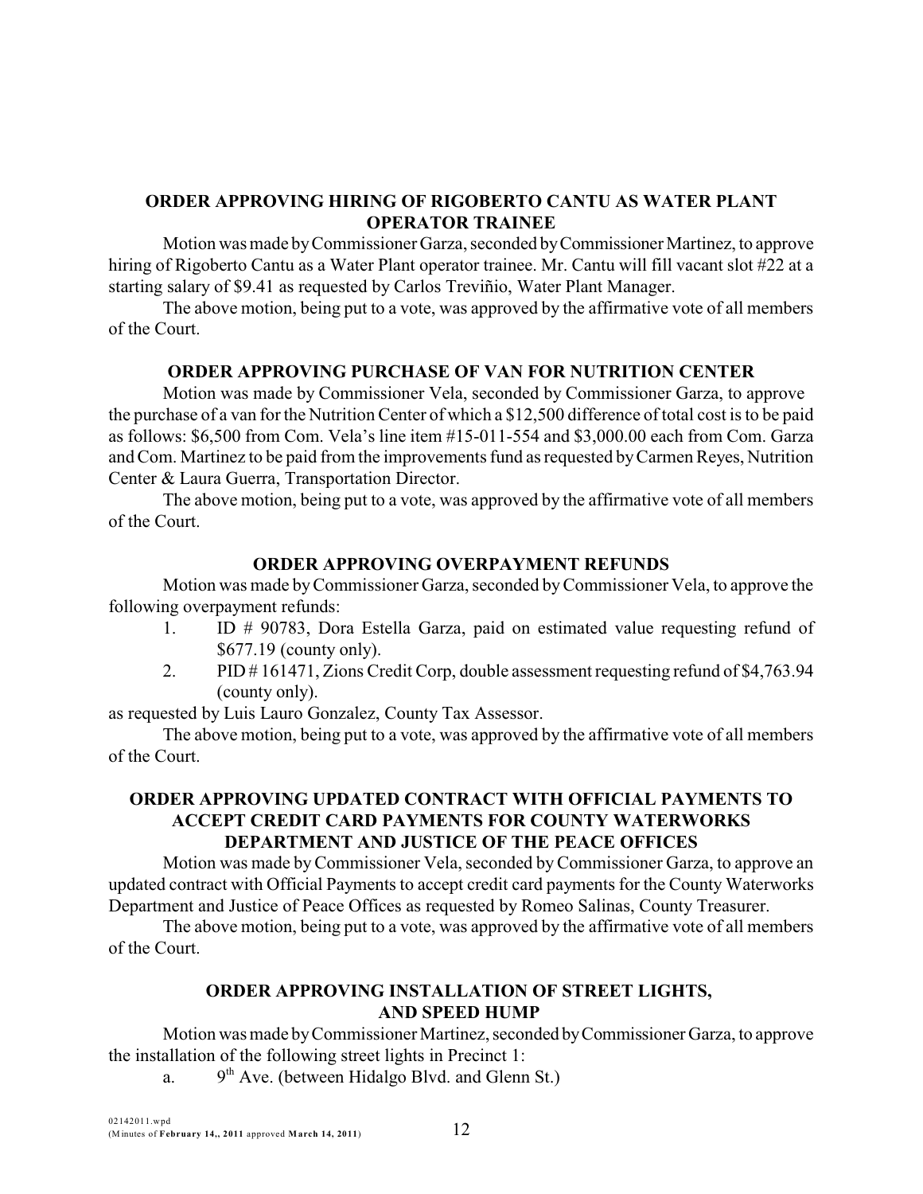## ORDER APPROVING HIRING OF RIGOBERTO CANTU AS WATER PLANT OPERATOR TRAINEE

Motion was made by Commissioner Garza, seconded by Commissioner Martinez, to approve hiring of Rigoberto Cantu as a Water Plant operator trainee. Mr. Cantu will fill vacant slot #22 at a starting salary of $9.41 as requested by Carlos Treviñio, Water Plant Manager.

The above motion, being put to a vote, was approved by the affirmative vote of all members of the Court.

## ORDER APPROVING PURCHASE OF VAN FOR NUTRITION CENTER

Motion was made by Commissioner Vela, seconded by Commissioner Garza, to approve the purchase of a van for the Nutrition Center of which a $12,500 difference of total cost is to be paid as follows: $6,500 from Com. Vela's line item #15-011-554 and $3,000.00 each from Com. Garza and Com. Martinez to be paid from the improvements fund as requested by Carmen Reyes, Nutrition Center & Laura Guerra, Transportation Director.

The above motion, being put to a vote, was approved by the affirmative vote of all members of the Court.

## ORDER APPROVING OVERPAYMENT REFUNDS

Motion was made by Commissioner Garza, seconded by Commissioner Vela, to approve the following overpayment refunds:

1. ID # 90783, Dora Estella Garza, paid on estimated value requesting refund of $677.19 (county only).
2. PID # 161471, Zions Credit Corp, double assessment requesting refund of $4,763.94 (county only).

as requested by Luis Lauro Gonzalez, County Tax Assessor.

The above motion, being put to a vote, was approved by the affirmative vote of all members of the Court.

## ORDER APPROVING UPDATED CONTRACT WITH OFFICIAL PAYMENTS TO ACCEPT CREDIT CARD PAYMENTS FOR COUNTY WATERWORKS DEPARTMENT AND JUSTICE OF THE PEACE OFFICES

Motion was made by Commissioner Vela, seconded by Commissioner Garza, to approve an updated contract with Official Payments to accept credit card payments for the County Waterworks Department and Justice of Peace Offices as requested by Romeo Salinas, County Treasurer.

The above motion, being put to a vote, was approved by the affirmative vote of all members of the Court.

## ORDER APPROVING INSTALLATION OF STREET LIGHTS, AND SPEED HUMP

Motion was made by Commissioner Martinez, seconded by Commissioner Garza, to approve the installation of the following street lights in Precinct 1:

a. 9th Ave. (between Hidalgo Blvd. and Glenn St.)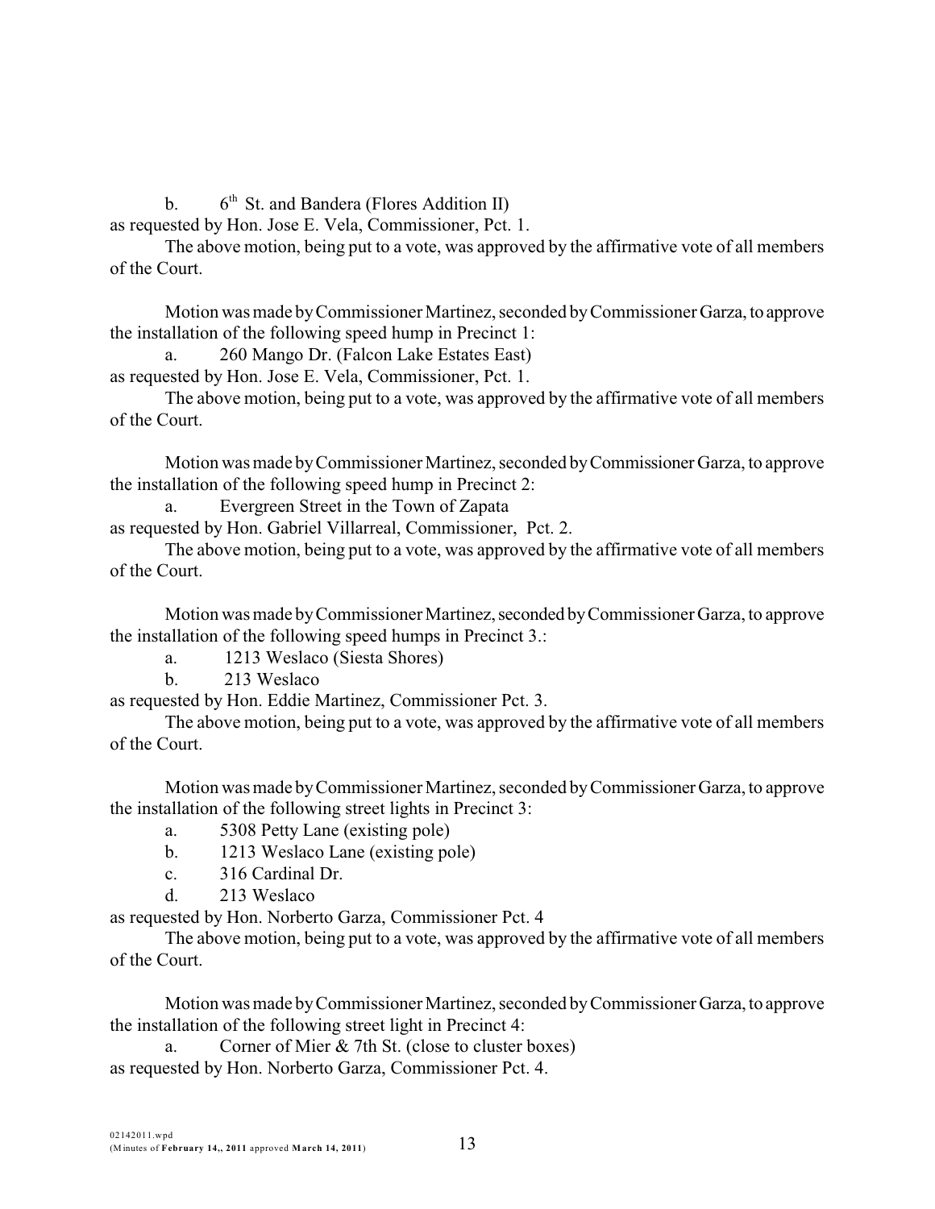b. 6th St. and Bandera (Flores Addition II)

as requested by Hon. Jose E. Vela, Commissioner, Pct. 1.

The above motion, being put to a vote, was approved by the affirmative vote of all members of the Court.

Motion was made by Commissioner Martinez, seconded by Commissioner Garza, to approve the installation of the following speed hump in Precinct 1:

a. 260 Mango Dr. (Falcon Lake Estates East)

as requested by Hon. Jose E. Vela, Commissioner, Pct. 1.

The above motion, being put to a vote, was approved by the affirmative vote of all members of the Court.

Motion was made by Commissioner Martinez, seconded by Commissioner Garza, to approve the installation of the following speed hump in Precinct 2:

a. Evergreen Street in the Town of Zapata

as requested by Hon. Gabriel Villarreal, Commissioner, Pct. 2.

The above motion, being put to a vote, was approved by the affirmative vote of all members of the Court.

Motion was made by Commissioner Martinez, seconded by Commissioner Garza, to approve the installation of the following speed humps in Precinct 3.:

a. 1213 Weslaco (Siesta Shores)

b. 213 Weslaco

as requested by Hon. Eddie Martinez, Commissioner Pct. 3.

The above motion, being put to a vote, was approved by the affirmative vote of all members of the Court.

Motion was made by Commissioner Martinez, seconded by Commissioner Garza, to approve the installation of the following street lights in Precinct 3:

a. 5308 Petty Lane (existing pole)

b. 1213 Weslaco Lane (existing pole)

c. 316 Cardinal Dr.

d. 213 Weslaco

as requested by Hon. Norberto Garza, Commissioner Pct. 4

The above motion, being put to a vote, was approved by the affirmative vote of all members of the Court.

Motion was made by Commissioner Martinez, seconded by Commissioner Garza, to approve the installation of the following street light in Precinct 4:

a. Corner of Mier & 7th St. (close to cluster boxes)

as requested by Hon. Norberto Garza, Commissioner Pct. 4.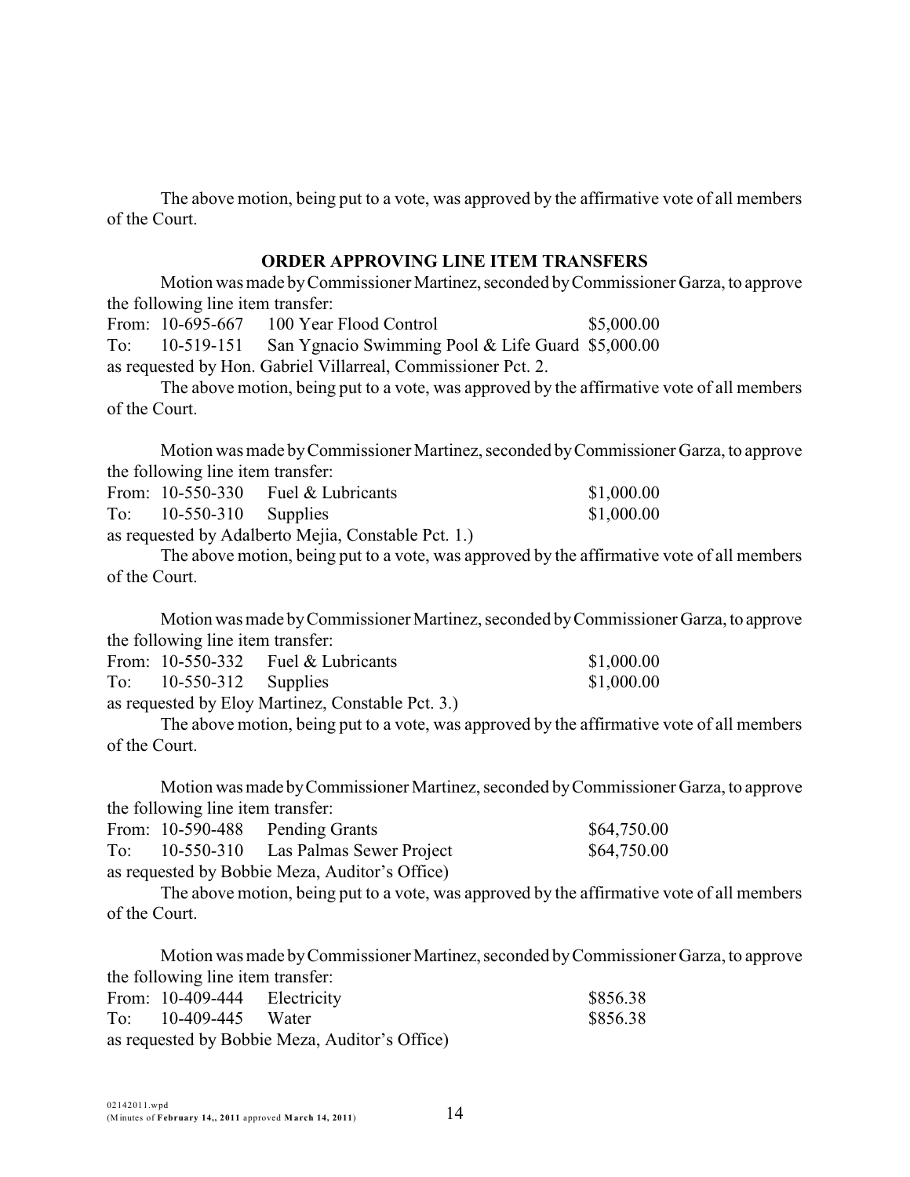The above motion, being put to a vote, was approved by the affirmative vote of all members of the Court.

## ORDER APPROVING LINE ITEM TRANSFERS

Motion was made by Commissioner Martinez, seconded by Commissioner Garza, to approve the following line item transfer:

From: 10-695-667 100 Year Flood Control $5,000.00
To: 10-519-151 San Ygnacio Swimming Pool & Life Guard $5,000.00
as requested by Hon. Gabriel Villarreal, Commissioner Pct. 2.

The above motion, being put to a vote, was approved by the affirmative vote of all members of the Court.

Motion was made by Commissioner Martinez, seconded by Commissioner Garza, to approve the following line item transfer:

From: 10-550-330 Fuel & Lubricants $1,000.00
To: 10-550-310 Supplies $1,000.00
as requested by Adalberto Mejia, Constable Pct. 1.)

The above motion, being put to a vote, was approved by the affirmative vote of all members of the Court.

Motion was made by Commissioner Martinez, seconded by Commissioner Garza, to approve the following line item transfer:

From: 10-550-332 Fuel & Lubricants $1,000.00
To: 10-550-312 Supplies $1,000.00
as requested by Eloy Martinez, Constable Pct. 3.)

The above motion, being put to a vote, was approved by the affirmative vote of all members of the Court.

Motion was made by Commissioner Martinez, seconded by Commissioner Garza, to approve the following line item transfer:

From: 10-590-488 Pending Grants $64,750.00
To: 10-550-310 Las Palmas Sewer Project $64,750.00
as requested by Bobbie Meza, Auditor's Office)

The above motion, being put to a vote, was approved by the affirmative vote of all members of the Court.

Motion was made by Commissioner Martinez, seconded by Commissioner Garza, to approve the following line item transfer:

From: 10-409-444 Electricity $856.38
To: 10-409-445 Water $856.38
as requested by Bobbie Meza, Auditor's Office)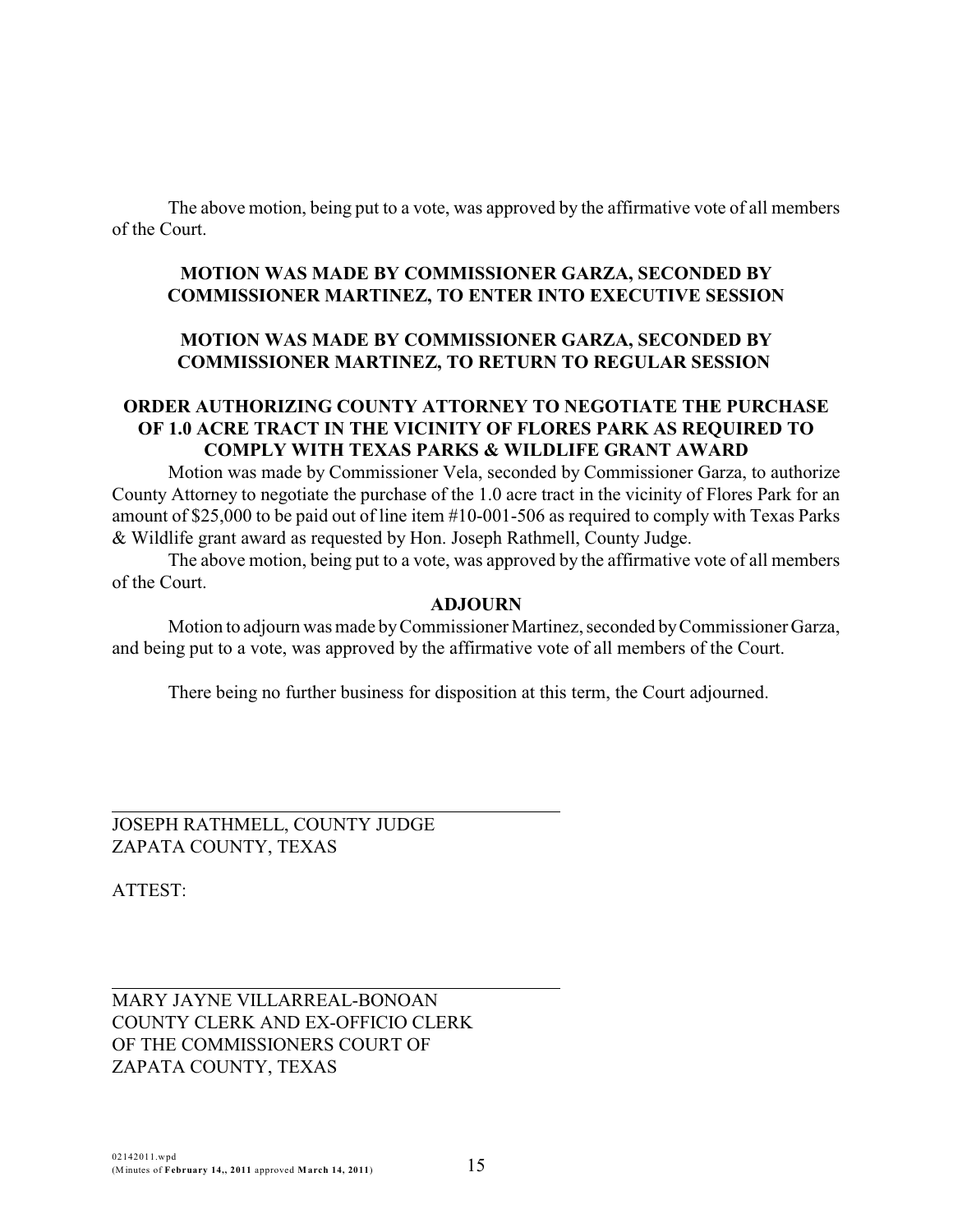The above motion, being put to a vote, was approved by the affirmative vote of all members of the Court.

**MOTION WAS MADE BY COMMISSIONER GARZA, SECONDED BY COMMISSIONER MARTINEZ, TO ENTER INTO EXECUTIVE SESSION**

**MOTION WAS MADE BY COMMISSIONER GARZA, SECONDED BY COMMISSIONER MARTINEZ, TO RETURN TO REGULAR SESSION**

**ORDER AUTHORIZING COUNTY ATTORNEY TO NEGOTIATE THE PURCHASE OF 1.0 ACRE TRACT IN THE VICINITY OF FLORES PARK AS REQUIRED TO COMPLY WITH TEXAS PARKS & WILDLIFE GRANT AWARD**

Motion was made by Commissioner Vela, seconded by Commissioner Garza, to authorize County Attorney to negotiate the purchase of the 1.0 acre tract in the vicinity of Flores Park for an amount of $25,000 to be paid out of line item #10-001-506 as required to comply with Texas Parks & Wildlife grant award as requested by Hon. Joseph Rathmell, County Judge.

The above motion, being put to a vote, was approved by the affirmative vote of all members of the Court.

**ADJOURN**

Motion to adjourn was made by Commissioner Martinez, seconded by Commissioner Garza, and being put to a vote, was approved by the affirmative vote of all members of the Court.

There being no further business for disposition at this term, the Court adjourned.

JOSEPH RATHMELL, COUNTY JUDGE
ZAPATA COUNTY, TEXAS

ATTEST:

MARY JAYNE VILLARREAL-BONOAN
COUNTY CLERK AND EX-OFFICIO CLERK
OF THE COMMISSIONERS COURT OF
ZAPATA COUNTY, TEXAS